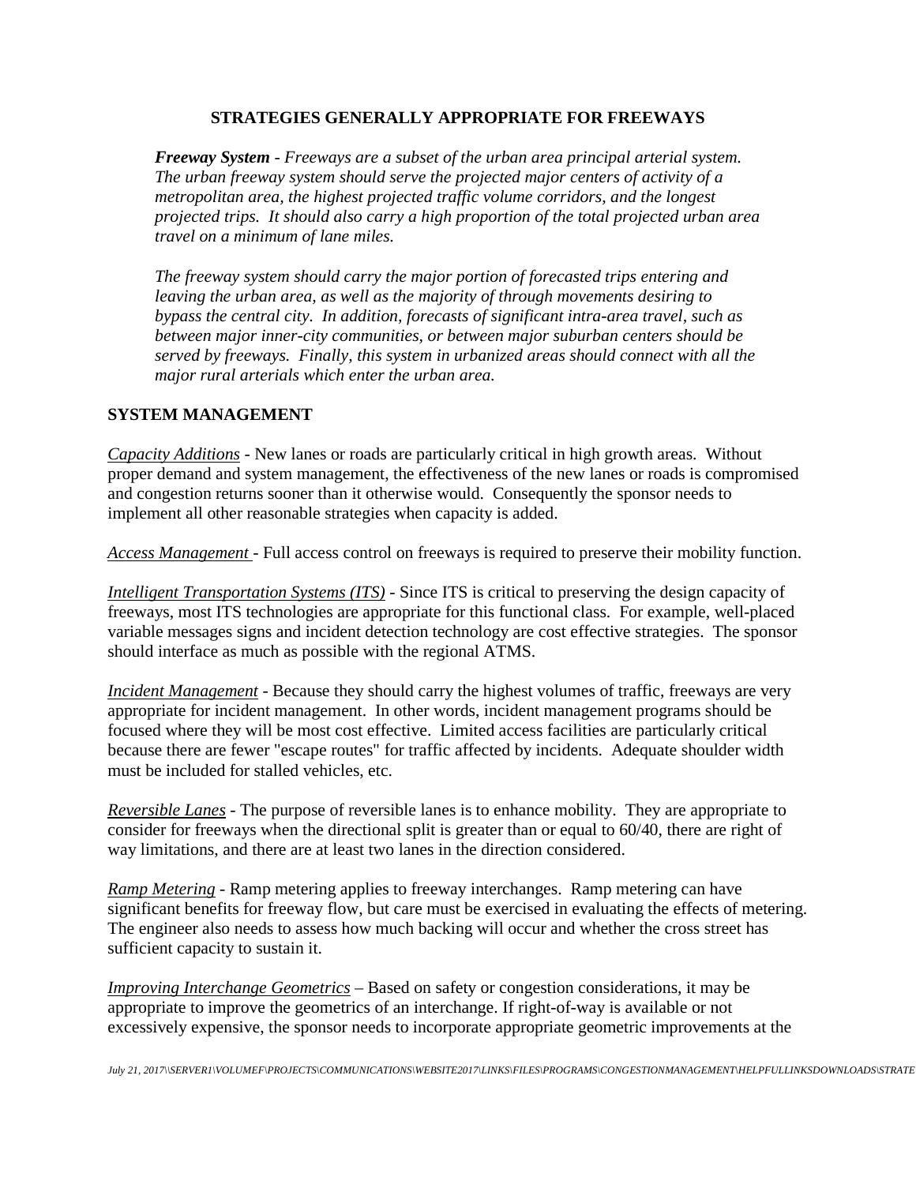## STRATEGIES GENERALLY APPROPRIATE FOR FREEWAYS

***Freeway System*** *- Freeways are a subset of the urban area principal arterial system. The urban freeway system should serve the projected major centers of activity of a metropolitan area, the highest projected traffic volume corridors, and the longest projected trips. It should also carry a high proportion of the total projected urban area travel on a minimum of lane miles.*

*The freeway system should carry the major portion of forecasted trips entering and leaving the urban area, as well as the majority of through movements desiring to bypass the central city. In addition, forecasts of significant intra-area travel, such as between major inner-city communities, or between major suburban centers should be served by freeways. Finally, this system in urbanized areas should connect with all the major rural arterials which enter the urban area.*

### SYSTEM MANAGEMENT

*Capacity Additions* - New lanes or roads are particularly critical in high growth areas. Without proper demand and system management, the effectiveness of the new lanes or roads is compromised and congestion returns sooner than it otherwise would. Consequently the sponsor needs to implement all other reasonable strategies when capacity is added.

*Access Management* - Full access control on freeways is required to preserve their mobility function.

*Intelligent Transportation Systems (ITS)* - Since ITS is critical to preserving the design capacity of freeways, most ITS technologies are appropriate for this functional class. For example, well-placed variable messages signs and incident detection technology are cost effective strategies. The sponsor should interface as much as possible with the regional ATMS.

*Incident Management* - Because they should carry the highest volumes of traffic, freeways are very appropriate for incident management. In other words, incident management programs should be focused where they will be most cost effective. Limited access facilities are particularly critical because there are fewer "escape routes" for traffic affected by incidents. Adequate shoulder width must be included for stalled vehicles, etc.

*Reversible Lanes* - The purpose of reversible lanes is to enhance mobility. They are appropriate to consider for freeways when the directional split is greater than or equal to 60/40, there are right of way limitations, and there are at least two lanes in the direction considered.

*Ramp Metering* - Ramp metering applies to freeway interchanges. Ramp metering can have significant benefits for freeway flow, but care must be exercised in evaluating the effects of metering. The engineer also needs to assess how much backing will occur and whether the cross street has sufficient capacity to sustain it.

*Improving Interchange Geometrics* – Based on safety or congestion considerations, it may be appropriate to improve the geometrics of an interchange. If right-of-way is available or not excessively expensive, the sponsor needs to incorporate appropriate geometric improvements at the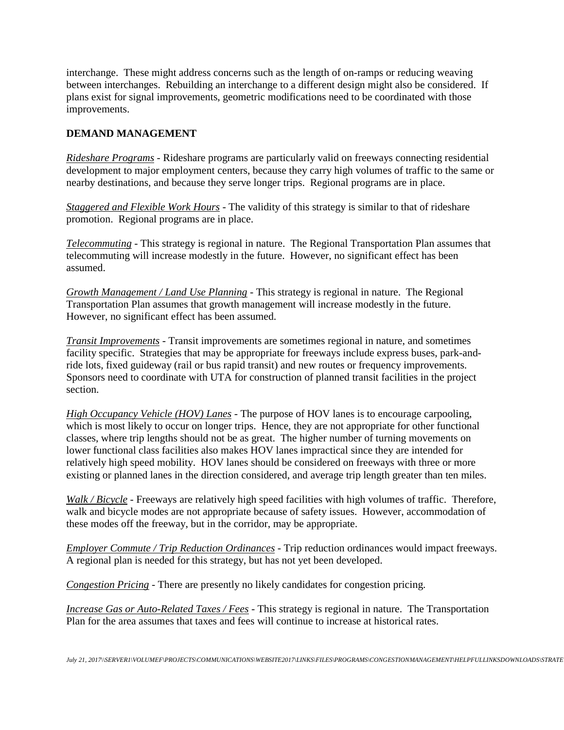interchange. These might address concerns such as the length of on-ramps or reducing weaving between interchanges. Rebuilding an interchange to a different design might also be considered. If plans exist for signal improvements, geometric modifications need to be coordinated with those improvements.

**DEMAND MANAGEMENT**

*Rideshare Programs* - Rideshare programs are particularly valid on freeways connecting residential development to major employment centers, because they carry high volumes of traffic to the same or nearby destinations, and because they serve longer trips. Regional programs are in place.

*Staggered and Flexible Work Hours* - The validity of this strategy is similar to that of rideshare promotion. Regional programs are in place.

*Telecommuting* - This strategy is regional in nature. The Regional Transportation Plan assumes that telecommuting will increase modestly in the future. However, no significant effect has been assumed.

*Growth Management / Land Use Planning* - This strategy is regional in nature. The Regional Transportation Plan assumes that growth management will increase modestly in the future. However, no significant effect has been assumed.

*Transit Improvements* - Transit improvements are sometimes regional in nature, and sometimes facility specific. Strategies that may be appropriate for freeways include express buses, park-and-ride lots, fixed guideway (rail or bus rapid transit) and new routes or frequency improvements. Sponsors need to coordinate with UTA for construction of planned transit facilities in the project section.

*High Occupancy Vehicle (HOV) Lanes* - The purpose of HOV lanes is to encourage carpooling, which is most likely to occur on longer trips. Hence, they are not appropriate for other functional classes, where trip lengths should not be as great. The higher number of turning movements on lower functional class facilities also makes HOV lanes impractical since they are intended for relatively high speed mobility. HOV lanes should be considered on freeways with three or more existing or planned lanes in the direction considered, and average trip length greater than ten miles.

*Walk / Bicycle* - Freeways are relatively high speed facilities with high volumes of traffic. Therefore, walk and bicycle modes are not appropriate because of safety issues. However, accommodation of these modes off the freeway, but in the corridor, may be appropriate.

*Employer Commute / Trip Reduction Ordinances* - Trip reduction ordinances would impact freeways. A regional plan is needed for this strategy, but has not yet been developed.

*Congestion Pricing* - There are presently no likely candidates for congestion pricing.

*Increase Gas or Auto-Related Taxes / Fees* - This strategy is regional in nature. The Transportation Plan for the area assumes that taxes and fees will continue to increase at historical rates.